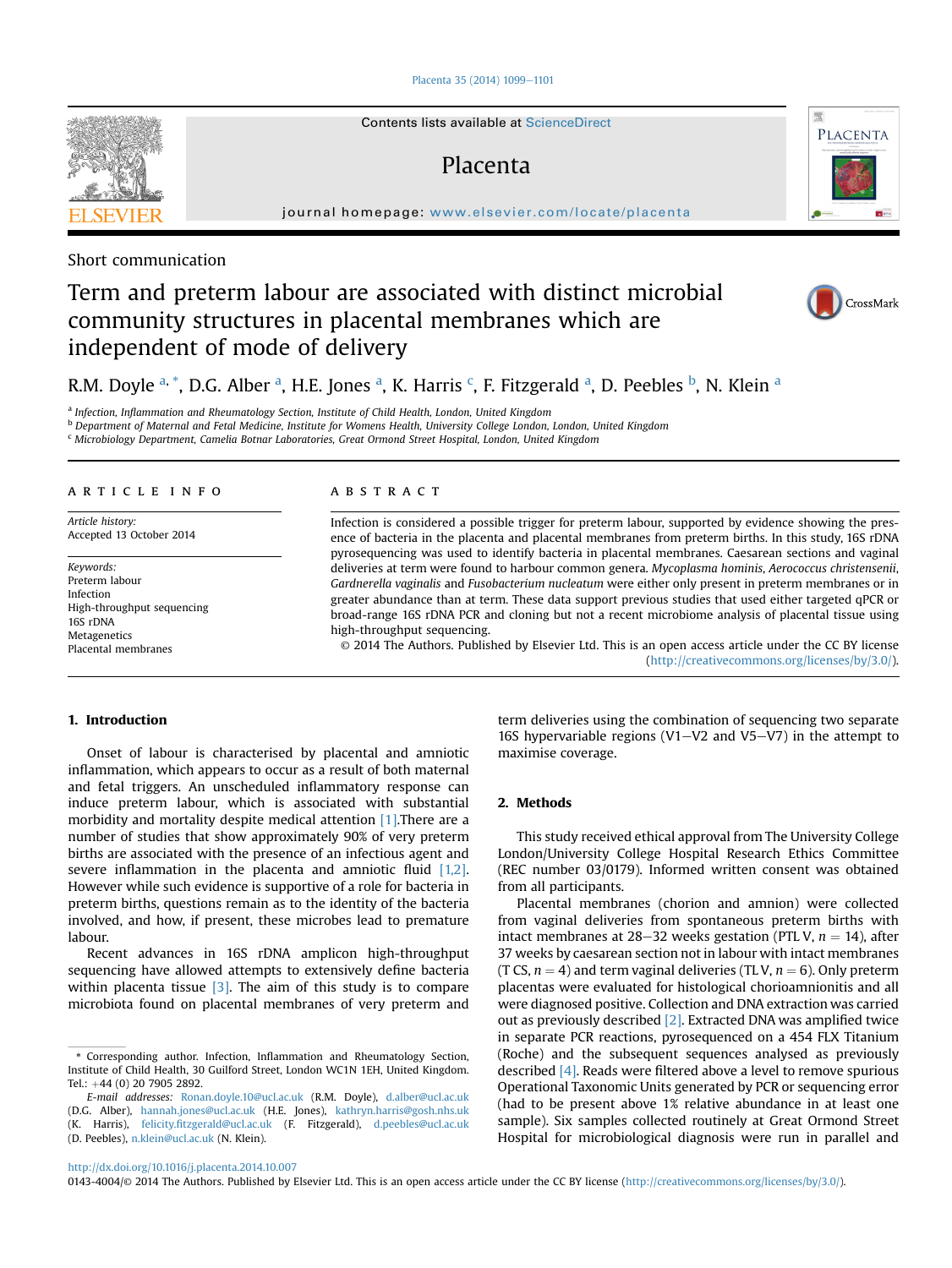Short communication

# Term and preterm labour are associated with distinct microbial community structures in placental membranes which are independent of mode of delivery

R.M. Doyle [a,*], D.G. Alber [a], H.E. Jones [a], K. Harris [c], F. Fitzgerald [a], D. Peebles [b], N. Klein [a]

[a] Infection, Inflammation and Rheumatology Section, Institute of Child Health, London, United Kingdom
[b] Department of Maternal and Fetal Medicine, Institute for Womens Health, University College London, London, United Kingdom
[c] Microbiology Department, Camelia Botnar Laboratories, Great Ormond Street Hospital, London, United Kingdom

## ARTICLE INFO

*Article history:*
Accepted 13 October 2014

*Keywords:*
Preterm labour
Infection
High-throughput sequencing
16S rDNA
Metagenetics
Placental membranes

## ABSTRACT

Infection is considered a possible trigger for preterm labour, supported by evidence showing the presence of bacteria in the placenta and placental membranes from preterm births. In this study, 16S rDNA pyrosequencing was used to identify bacteria in placental membranes. Caesarean sections and vaginal deliveries at term were found to harbour common genera. *Mycoplasma hominis*, *Aerococcus christensenii*, *Gardnerella vaginalis* and *Fusobacterium nucleatum* were either only present in preterm membranes or in greater abundance than at term. These data support previous studies that used either targeted qPCR or broad-range 16S rDNA PCR and cloning but not a recent microbiome analysis of placental tissue using high-throughput sequencing.

© 2014 The Authors. Published by Elsevier Ltd. This is an open access article under the CC BY license (http://creativecommons.org/licenses/by/3.0/).

## 1. Introduction

Onset of labour is characterised by placental and amniotic inflammation, which appears to occur as a result of both maternal and fetal triggers. An unscheduled inflammatory response can induce preterm labour, which is associated with substantial morbidity and mortality despite medical attention [1].There are a number of studies that show approximately 90% of very preterm births are associated with the presence of an infectious agent and severe inflammation in the placenta and amniotic fluid [1,2]. However while such evidence is supportive of a role for bacteria in preterm births, questions remain as to the identity of the bacteria involved, and how, if present, these microbes lead to premature labour.

Recent advances in 16S rDNA amplicon high-throughput sequencing have allowed attempts to extensively define bacteria within placenta tissue [3]. The aim of this study is to compare microbiota found on placental membranes of very preterm and term deliveries using the combination of sequencing two separate 16S hypervariable regions (V1–V2 and V5–V7) in the attempt to maximise coverage.

## 2. Methods

This study received ethical approval from The University College London/University College Hospital Research Ethics Committee (REC number 03/0179). Informed written consent was obtained from all participants.

Placental membranes (chorion and amnion) were collected from vaginal deliveries from spontaneous preterm births with intact membranes at 28–32 weeks gestation (PTL V, $n = 14$), after 37 weeks by caesarean section not in labour with intact membranes (T CS, $n = 4$) and term vaginal deliveries (TL V, $n = 6$). Only preterm placentas were evaluated for histological chorioamnionitis and all were diagnosed positive. Collection and DNA extraction was carried out as previously described [2]. Extracted DNA was amplified twice in separate PCR reactions, pyrosequenced on a 454 FLX Titanium (Roche) and the subsequent sequences analysed as previously described [4]. Reads were filtered above a level to remove spurious Operational Taxonomic Units generated by PCR or sequencing error (had to be present above 1% relative abundance in at least one sample). Six samples collected routinely at Great Ormond Street Hospital for microbiological diagnosis were run in parallel and

* Corresponding author. Infection, Inflammation and Rheumatology Section, Institute of Child Health, 30 Guilford Street, London WC1N 1EH, United Kingdom. Tel.: +44 (0) 20 7905 2892.

*E-mail addresses:* Ronan.doyle.10@ucl.ac.uk (R.M. Doyle), d.alber@ucl.ac.uk (D.G. Alber), hannah.jones@ucl.ac.uk (H.E. Jones), kathryn.harris@gosh.nhs.uk (K. Harris), felicity.fitzgerald@ucl.ac.uk (F. Fitzgerald), d.peebles@ucl.ac.uk (D. Peebles), n.klein@ucl.ac.uk (N. Klein).

http://dx.doi.org/10.1016/j.placenta.2014.10.007
0143-4004/© 2014 The Authors. Published by Elsevier Ltd. This is an open access article under the CC BY license (http://creativecommons.org/licenses/by/3.0/).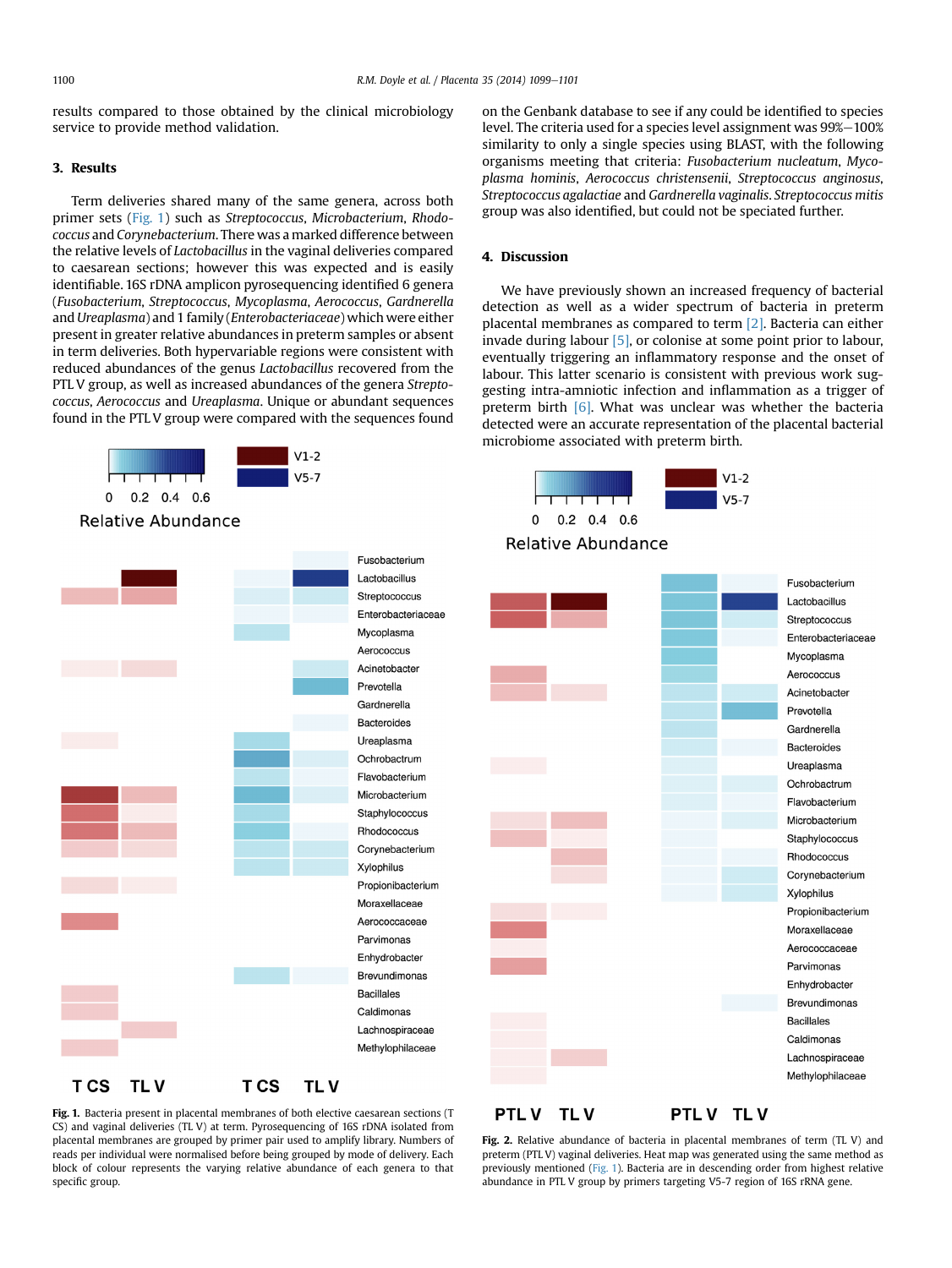results compared to those obtained by the clinical microbiology service to provide method validation.

## 3. Results

Term deliveries shared many of the same genera, across both primer sets (Fig. 1) such as *Streptococcus*, *Microbacterium*, *Rhodococcus* and *Corynebacterium*. There was a marked difference between the relative levels of *Lactobacillus* in the vaginal deliveries compared to caesarean sections; however this was expected and is easily identifiable. 16S rDNA amplicon pyrosequencing identified 6 genera (*Fusobacterium*, *Streptococcus*, *Mycoplasma*, *Aerococcus*, *Gardnerella* and *Ureaplasma*) and 1 family (*Enterobacteriaceae*) which were either present in greater relative abundances in preterm samples or absent in term deliveries. Both hypervariable regions were consistent with reduced abundances of the genus *Lactobacillus* recovered from the PTL V group, as well as increased abundances of the genera *Streptococcus*, *Aerococcus* and *Ureaplasma*. Unique or abundant sequences found in the PTL V group were compared with the sequences found on the Genbank database to see if any could be identified to species level. The criteria used for a species level assignment was 99%–100% similarity to only a single species using BLAST, with the following organisms meeting that criteria: *Fusobacterium nucleatum*, *Mycoplasma hominis*, *Aerococcus christensenii*, *Streptococcus anginosus*, *Streptococcus agalactiae* and *Gardnerella vaginalis*. *Streptococcus mitis* group was also identified, but could not be speciated further.

**Fig. 1.** Bacteria present in placental membranes of both elective caesarean sections (T CS) and vaginal deliveries (TL V) at term. Pyrosequencing of 16S rDNA isolated from placental membranes are grouped by primer pair used to amplify library. Numbers of reads per individual were normalised before being grouped by mode of delivery. Each block of colour represents the varying relative abundance of each genera to that specific group.

## 4. Discussion

We have previously shown an increased frequency of bacterial detection as well as a wider spectrum of bacteria in preterm placental membranes as compared to term [2]. Bacteria can either invade during labour [5], or colonise at some point prior to labour, eventually triggering an inflammatory response and the onset of labour. This latter scenario is consistent with previous work suggesting intra-amniotic infection and inflammation as a trigger of preterm birth [6]. What was unclear was whether the bacteria detected were an accurate representation of the placental bacterial microbiome associated with preterm birth.

**Fig. 2.** Relative abundance of bacteria in placental membranes of term (TL V) and preterm (PTL V) vaginal deliveries. Heat map was generated using the same method as previously mentioned (Fig. 1). Bacteria are in descending order from highest relative abundance in PTL V group by primers targeting V5-7 region of 16S rRNA gene.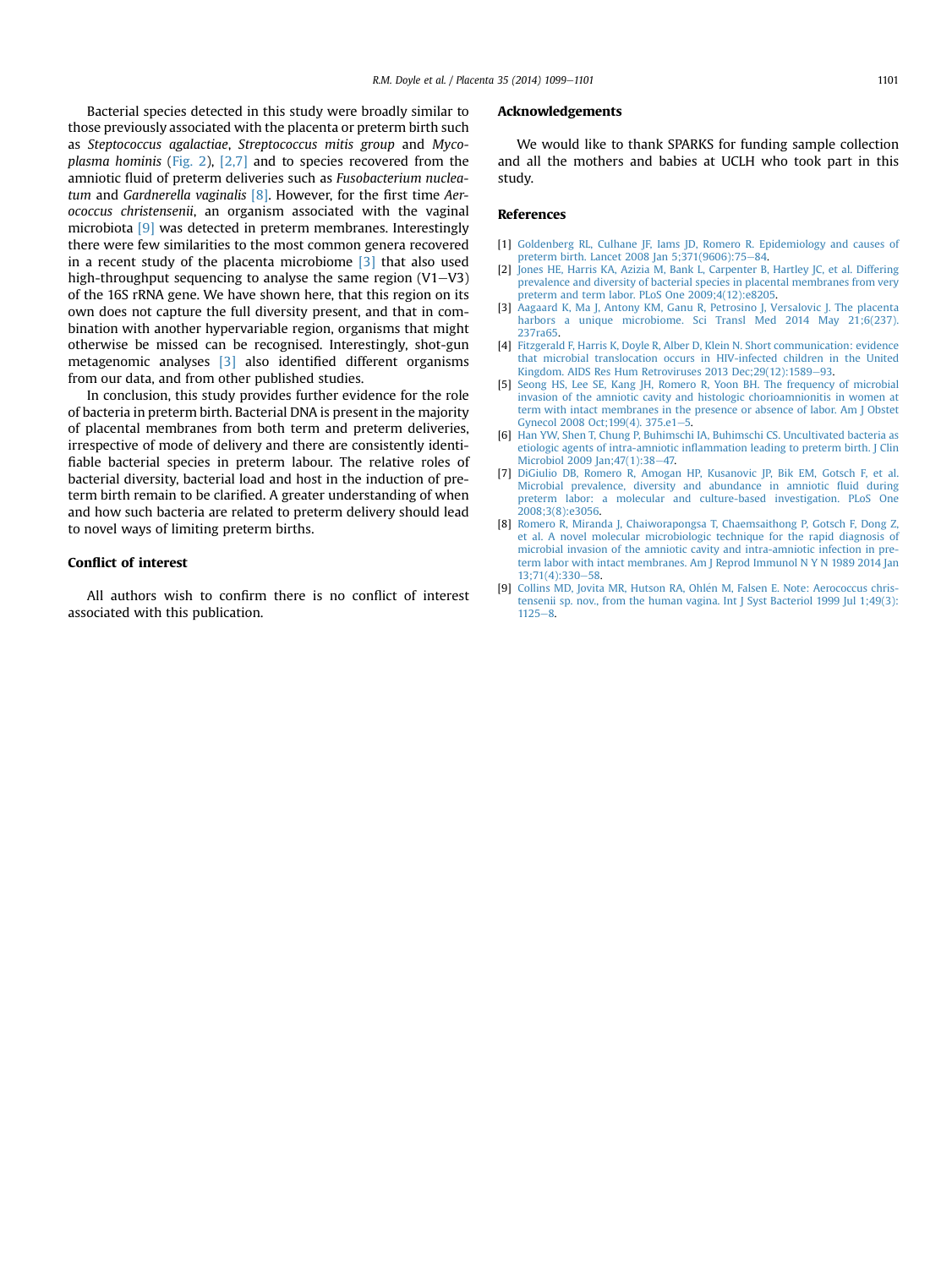Bacterial species detected in this study were broadly similar to those previously associated with the placenta or preterm birth such as *Steptococcus agalactiae*, *Streptococcus mitis group* and *Mycoplasma hominis* (Fig. 2), [2,7] and to species recovered from the amniotic fluid of preterm deliveries such as *Fusobacterium nucleatum* and *Gardnerella vaginalis* [8]. However, for the first time *Aerococcus christensenii*, an organism associated with the vaginal microbiota [9] was detected in preterm membranes. Interestingly there were few similarities to the most common genera recovered in a recent study of the placenta microbiome [3] that also used high-throughput sequencing to analyse the same region (V1–V3) of the 16S rRNA gene. We have shown here, that this region on its own does not capture the full diversity present, and that in combination with another hypervariable region, organisms that might otherwise be missed can be recognised. Interestingly, shot-gun metagenomic analyses [3] also identified different organisms from our data, and from other published studies.

In conclusion, this study provides further evidence for the role of bacteria in preterm birth. Bacterial DNA is present in the majority of placental membranes from both term and preterm deliveries, irrespective of mode of delivery and there are consistently identifiable bacterial species in preterm labour. The relative roles of bacterial diversity, bacterial load and host in the induction of preterm birth remain to be clarified. A greater understanding of when and how such bacteria are related to preterm delivery should lead to novel ways of limiting preterm births.

## Conflict of interest

All authors wish to confirm there is no conflict of interest associated with this publication.

## Acknowledgements

We would like to thank SPARKS for funding sample collection and all the mothers and babies at UCLH who took part in this study.

## References

[1] Goldenberg RL, Culhane JF, Iams JD, Romero R. Epidemiology and causes of preterm birth. Lancet 2008 Jan 5;371(9606):75–84.

[2] Jones HE, Harris KA, Azizia M, Bank L, Carpenter B, Hartley JC, et al. Differing prevalence and diversity of bacterial species in placental membranes from very preterm and term labor. PLoS One 2009;4(12):e8205.

[3] Aagaard K, Ma J, Antony KM, Ganu R, Petrosino J, Versalovic J. The placenta harbors a unique microbiome. Sci Transl Med 2014 May 21;6(237). 237ra65.

[4] Fitzgerald F, Harris K, Doyle R, Alber D, Klein N. Short communication: evidence that microbial translocation occurs in HIV-infected children in the United Kingdom. AIDS Res Hum Retroviruses 2013 Dec;29(12):1589–93.

[5] Seong HS, Lee SE, Kang JH, Romero R, Yoon BH. The frequency of microbial invasion of the amniotic cavity and histologic chorioamnionitis in women at term with intact membranes in the presence or absence of labor. Am J Obstet Gynecol 2008 Oct;199(4). 375.e1–5.

[6] Han YW, Shen T, Chung P, Buhimschi IA, Buhimschi CS. Uncultivated bacteria as etiologic agents of intra-amniotic inflammation leading to preterm birth. J Clin Microbiol 2009 Jan;47(1):38–47.

[7] DiGiulio DB, Romero R, Amogan HP, Kusanovic JP, Bik EM, Gotsch F, et al. Microbial prevalence, diversity and abundance in amniotic fluid during preterm labor: a molecular and culture-based investigation. PLoS One 2008;3(8):e3056.

[8] Romero R, Miranda J, Chaiworapongsa T, Chaemsaithong P, Gotsch F, Dong Z, et al. A novel molecular microbiologic technique for the rapid diagnosis of microbial invasion of the amniotic cavity and intra-amniotic infection in preterm labor with intact membranes. Am J Reprod Immunol N Y N 1989 2014 Jan 13;71(4):330–58.

[9] Collins MD, Jovita MR, Hutson RA, Ohlén M, Falsen E. Note: Aerococcus christensenii sp. nov., from the human vagina. Int J Syst Bacteriol 1999 Jul 1;49(3):1125–8.